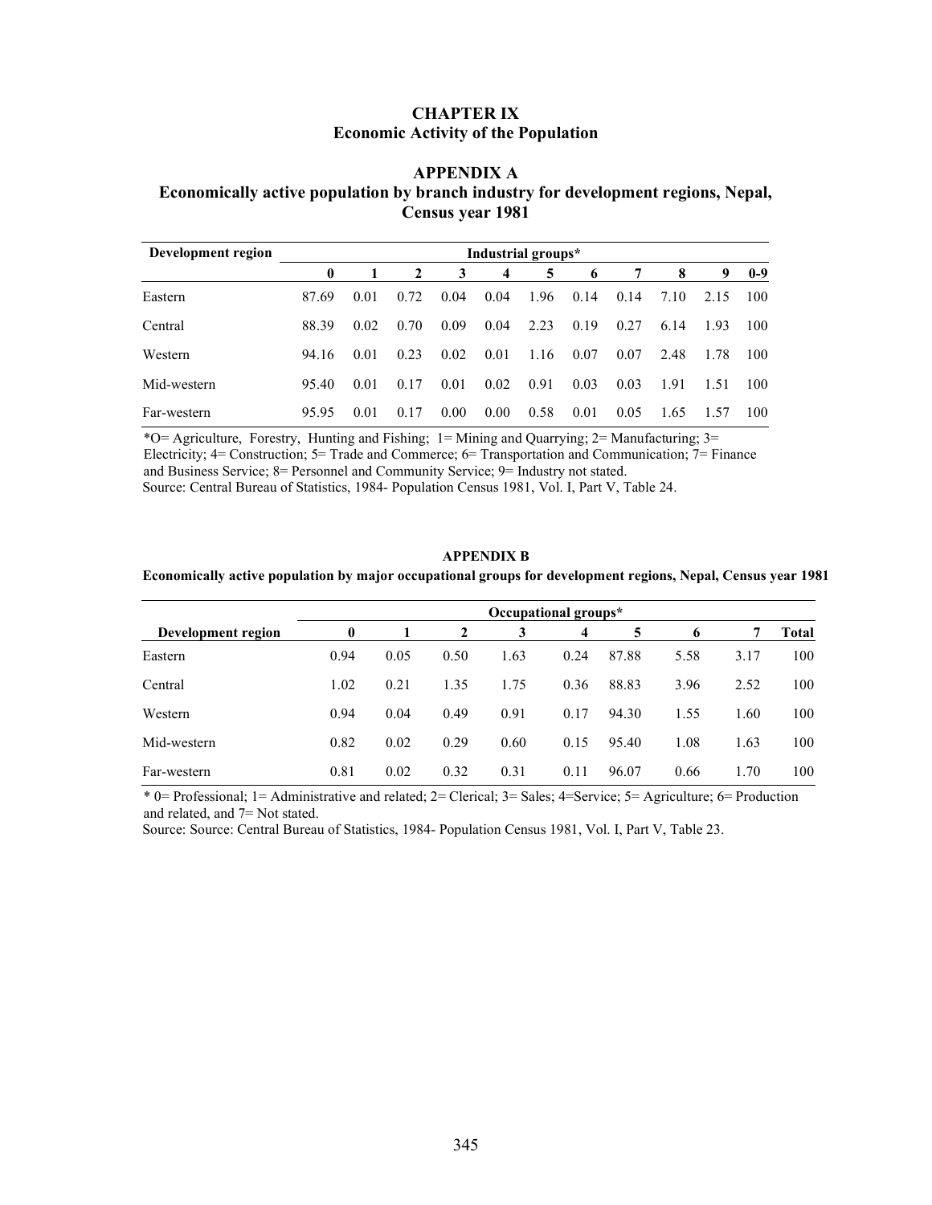# CHAPTER IX
## Economic Activity of the Population

## APPENDIX A
### Economically active population by branch industry for development regions, Nepal, Census year 1981

| Development region | Industrial groups* | | | | | | | | | | |
|---|---|---|---|---|---|---|---|---|---|---|---|
| | 0 | 1 | 2 | 3 | 4 | 5 | 6 | 7 | 8 | 9 | 0-9 |
| Eastern | 87.69 | 0.01 | 0.72 | 0.04 | 0.04 | 1.96 | 0.14 | 0.14 | 7.10 | 2.15 | 100 |
| Central | 88.39 | 0.02 | 0.70 | 0.09 | 0.04 | 2.23 | 0.19 | 0.27 | 6.14 | 1.93 | 100 |
| Western | 94.16 | 0.01 | 0.23 | 0.02 | 0.01 | 1.16 | 0.07 | 0.07 | 2.48 | 1.78 | 100 |
| Mid-western | 95.40 | 0.01 | 0.17 | 0.01 | 0.02 | 0.91 | 0.03 | 0.03 | 1.91 | 1.51 | 100 |
| Far-western | 95.95 | 0.01 | 0.17 | 0.00 | 0.00 | 0.58 | 0.01 | 0.05 | 1.65 | 1.57 | 100 |

*O= Agriculture, Forestry, Hunting and Fishing; 1= Mining and Quarrying; 2= Manufacturing; 3= Electricity; 4= Construction; 5= Trade and Commerce; 6= Transportation and Communication; 7= Finance and Business Service; 8= Personnel and Community Service; 9= Industry not stated.
Source: Central Bureau of Statistics, 1984- Population Census 1981, Vol. I, Part V, Table 24.

## APPENDIX B
### Economically active population by major occupational groups for development regions, Nepal, Census year 1981

| Development region | Occupational groups* | | | | | | | | |
|---|---|---|---|---|---|---|---|---|---|
| | 0 | 1 | 2 | 3 | 4 | 5 | 6 | 7 | Total |
| Eastern | 0.94 | 0.05 | 0.50 | 1.63 | 0.24 | 87.88 | 5.58 | 3.17 | 100 |
| Central | 1.02 | 0.21 | 1.35 | 1.75 | 0.36 | 88.83 | 3.96 | 2.52 | 100 |
| Western | 0.94 | 0.04 | 0.49 | 0.91 | 0.17 | 94.30 | 1.55 | 1.60 | 100 |
| Mid-western | 0.82 | 0.02 | 0.29 | 0.60 | 0.15 | 95.40 | 1.08 | 1.63 | 100 |
| Far-western | 0.81 | 0.02 | 0.32 | 0.31 | 0.11 | 96.07 | 0.66 | 1.70 | 100 |

* 0= Professional; 1= Administrative and related; 2= Clerical; 3= Sales; 4=Service; 5= Agriculture; 6= Production and related, and 7= Not stated.
Source: Source: Central Bureau of Statistics, 1984- Population Census 1981, Vol. I, Part V, Table 23.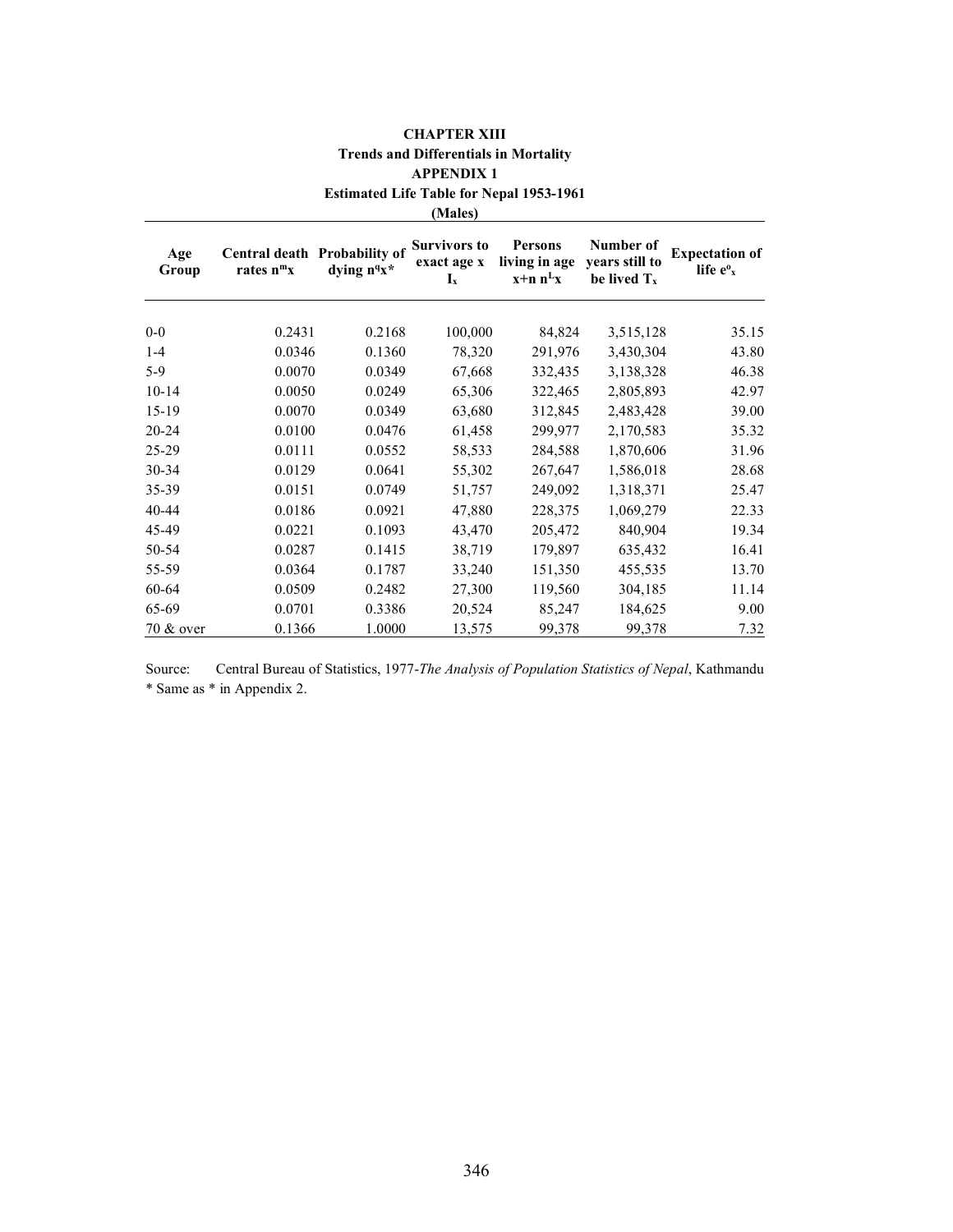**CHAPTER XIII**
**Trends and Differentials in Mortality**
**APPENDIX 1**
**Estimated Life Table for Nepal 1953-1961**
**(Males)**

| Age Group | Central death rates $_nm_x$ | Probability of dying $_nq_x$* | Survivors to exact age x $l_x$ | Persons living in age x+n $_nL_x$ | Number of years still to be lived $T_x$ | Expectation of life $e^o_x$ |
|---|---|---|---|---|---|---|
| 0-0 | 0.2431 | 0.2168 | 100,000 | 84,824 | 3,515,128 | 35.15 |
| 1-4 | 0.0346 | 0.1360 | 78,320 | 291,976 | 3,430,304 | 43.80 |
| 5-9 | 0.0070 | 0.0349 | 67,668 | 332,435 | 3,138,328 | 46.38 |
| 10-14 | 0.0050 | 0.0249 | 65,306 | 322,465 | 2,805,893 | 42.97 |
| 15-19 | 0.0070 | 0.0349 | 63,680 | 312,845 | 2,483,428 | 39.00 |
| 20-24 | 0.0100 | 0.0476 | 61,458 | 299,977 | 2,170,583 | 35.32 |
| 25-29 | 0.0111 | 0.0552 | 58,533 | 284,588 | 1,870,606 | 31.96 |
| 30-34 | 0.0129 | 0.0641 | 55,302 | 267,647 | 1,586,018 | 28.68 |
| 35-39 | 0.0151 | 0.0749 | 51,757 | 249,092 | 1,318,371 | 25.47 |
| 40-44 | 0.0186 | 0.0921 | 47,880 | 228,375 | 1,069,279 | 22.33 |
| 45-49 | 0.0221 | 0.1093 | 43,470 | 205,472 | 840,904 | 19.34 |
| 50-54 | 0.0287 | 0.1415 | 38,719 | 179,897 | 635,432 | 16.41 |
| 55-59 | 0.0364 | 0.1787 | 33,240 | 151,350 | 455,535 | 13.70 |
| 60-64 | 0.0509 | 0.2482 | 27,300 | 119,560 | 304,185 | 11.14 |
| 65-69 | 0.0701 | 0.3386 | 20,524 | 85,247 | 184,625 | 9.00 |
| 70 & over | 0.1366 | 1.0000 | 13,575 | 99,378 | 99,378 | 7.32 |

Source: Central Bureau of Statistics, 1977-*The Analysis of Population Statistics of Nepal*, Kathmandu
* Same as * in Appendix 2.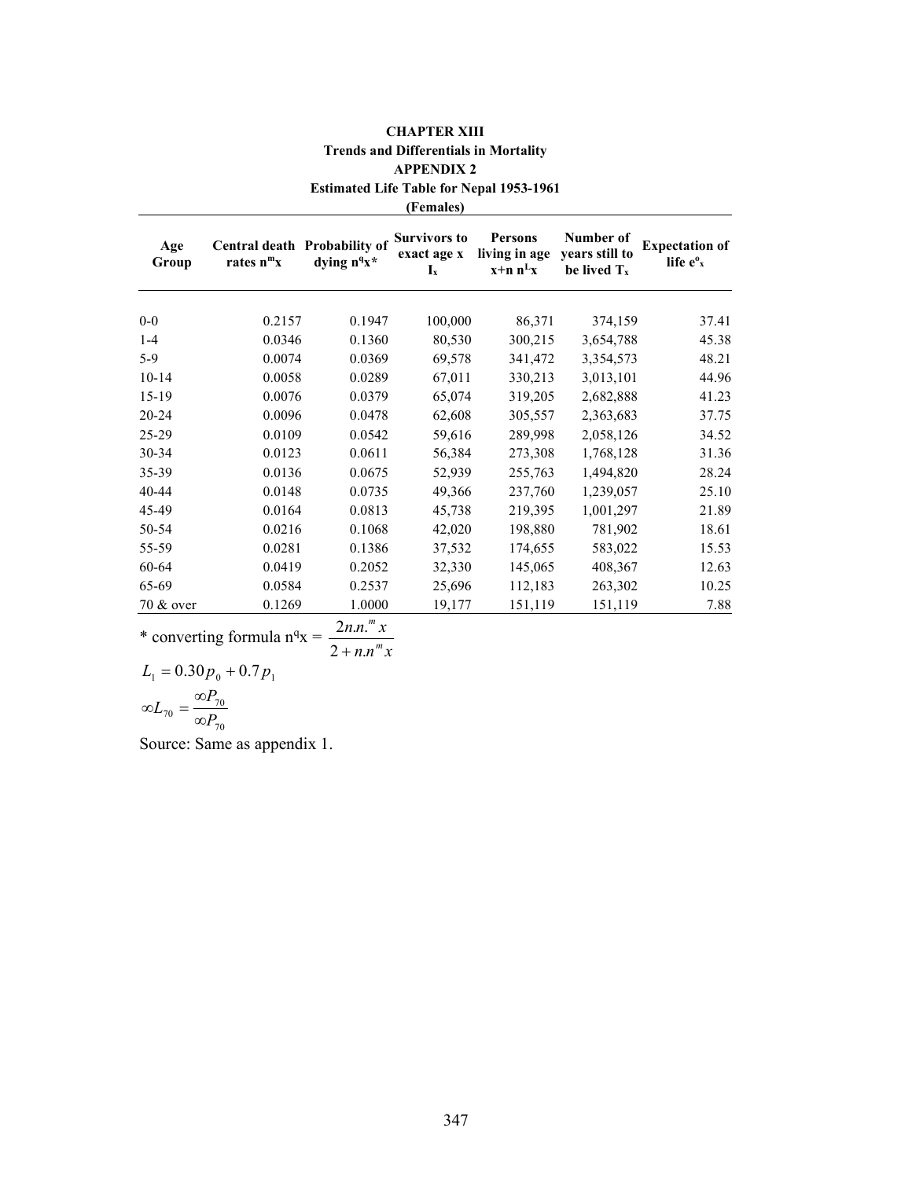# CHAPTER XIII

## Trends and Differentials in Mortality

### APPENDIX 2

### Estimated Life Table for Nepal 1953-1961

### (Females)

| Age Group | Central death rates $n^m x$ | Probability of dying $n^q x$* | Survivors to exact age x $l_x$ | Persons living in age x+n $n^L x$ | Number of years still to be lived $T_x$ | Expectation of life $e^o_x$ |
|---|---|---|---|---|---|---|
| 0-0 | 0.2157 | 0.1947 | 100,000 | 86,371 | 374,159 | 37.41 |
| 1-4 | 0.0346 | 0.1360 | 80,530 | 300,215 | 3,654,788 | 45.38 |
| 5-9 | 0.0074 | 0.0369 | 69,578 | 341,472 | 3,354,573 | 48.21 |
| 10-14 | 0.0058 | 0.0289 | 67,011 | 330,213 | 3,013,101 | 44.96 |
| 15-19 | 0.0076 | 0.0379 | 65,074 | 319,205 | 2,682,888 | 41.23 |
| 20-24 | 0.0096 | 0.0478 | 62,608 | 305,557 | 2,363,683 | 37.75 |
| 25-29 | 0.0109 | 0.0542 | 59,616 | 289,998 | 2,058,126 | 34.52 |
| 30-34 | 0.0123 | 0.0611 | 56,384 | 273,308 | 1,768,128 | 31.36 |
| 35-39 | 0.0136 | 0.0675 | 52,939 | 255,763 | 1,494,820 | 28.24 |
| 40-44 | 0.0148 | 0.0735 | 49,366 | 237,760 | 1,239,057 | 25.10 |
| 45-49 | 0.0164 | 0.0813 | 45,738 | 219,395 | 1,001,297 | 21.89 |
| 50-54 | 0.0216 | 0.1068 | 42,020 | 198,880 | 781,902 | 18.61 |
| 55-59 | 0.0281 | 0.1386 | 37,532 | 174,655 | 583,022 | 15.53 |
| 60-64 | 0.0419 | 0.2052 | 32,330 | 145,065 | 408,367 | 12.63 |
| 65-69 | 0.0584 | 0.2537 | 25,696 | 112,183 | 263,302 | 10.25 |
| 70 & over | 0.1269 | 1.0000 | 19,177 | 151,119 | 151,119 | 7.88 |

\* converting formula $n^q x = \dfrac{2n.n.^m x}{2 + n.n^m x}$

$$L_1 = 0.30 p_0 + 0.7 p_1$$

$$\infty L_{70} = \frac{\infty P_{70}}{\infty P_{70}}$$

Source: Same as appendix 1.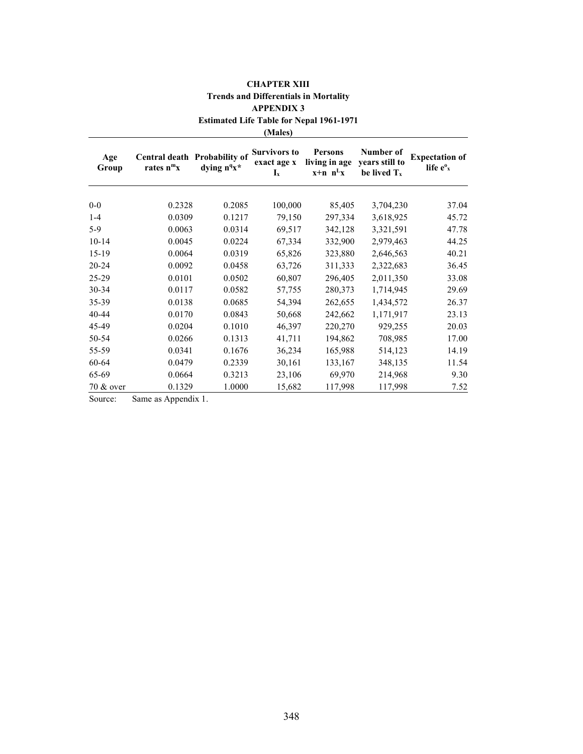**CHAPTER XIII**

**Trends and Differentials in Mortality**

**APPENDIX 3**

**Estimated Life Table for Nepal 1961-1971**

**(Males)**

| Age Group | Central death rates $_nm_x$ | Probability of dying $_nq_x$* | Survivors to exact age x $l_x$ | Persons living in age x+n $_nL_x$ | Number of years still to be lived $T_x$ | Expectation of life $e^o_x$ |
|---|---|---|---|---|---|---|
| 0-0 | 0.2328 | 0.2085 | 100,000 | 85,405 | 3,704,230 | 37.04 |
| 1-4 | 0.0309 | 0.1217 | 79,150 | 297,334 | 3,618,925 | 45.72 |
| 5-9 | 0.0063 | 0.0314 | 69,517 | 342,128 | 3,321,591 | 47.78 |
| 10-14 | 0.0045 | 0.0224 | 67,334 | 332,900 | 2,979,463 | 44.25 |
| 15-19 | 0.0064 | 0.0319 | 65,826 | 323,880 | 2,646,563 | 40.21 |
| 20-24 | 0.0092 | 0.0458 | 63,726 | 311,333 | 2,322,683 | 36.45 |
| 25-29 | 0.0101 | 0.0502 | 60,807 | 296,405 | 2,011,350 | 33.08 |
| 30-34 | 0.0117 | 0.0582 | 57,755 | 280,373 | 1,714,945 | 29.69 |
| 35-39 | 0.0138 | 0.0685 | 54,394 | 262,655 | 1,434,572 | 26.37 |
| 40-44 | 0.0170 | 0.0843 | 50,668 | 242,662 | 1,171,917 | 23.13 |
| 45-49 | 0.0204 | 0.1010 | 46,397 | 220,270 | 929,255 | 20.03 |
| 50-54 | 0.0266 | 0.1313 | 41,711 | 194,862 | 708,985 | 17.00 |
| 55-59 | 0.0341 | 0.1676 | 36,234 | 165,988 | 514,123 | 14.19 |
| 60-64 | 0.0479 | 0.2339 | 30,161 | 133,167 | 348,135 | 11.54 |
| 65-69 | 0.0664 | 0.3213 | 23,106 | 69,970 | 214,968 | 9.30 |
| 70 & over | 0.1329 | 1.0000 | 15,682 | 117,998 | 117,998 | 7.52 |

Source: Same as Appendix 1.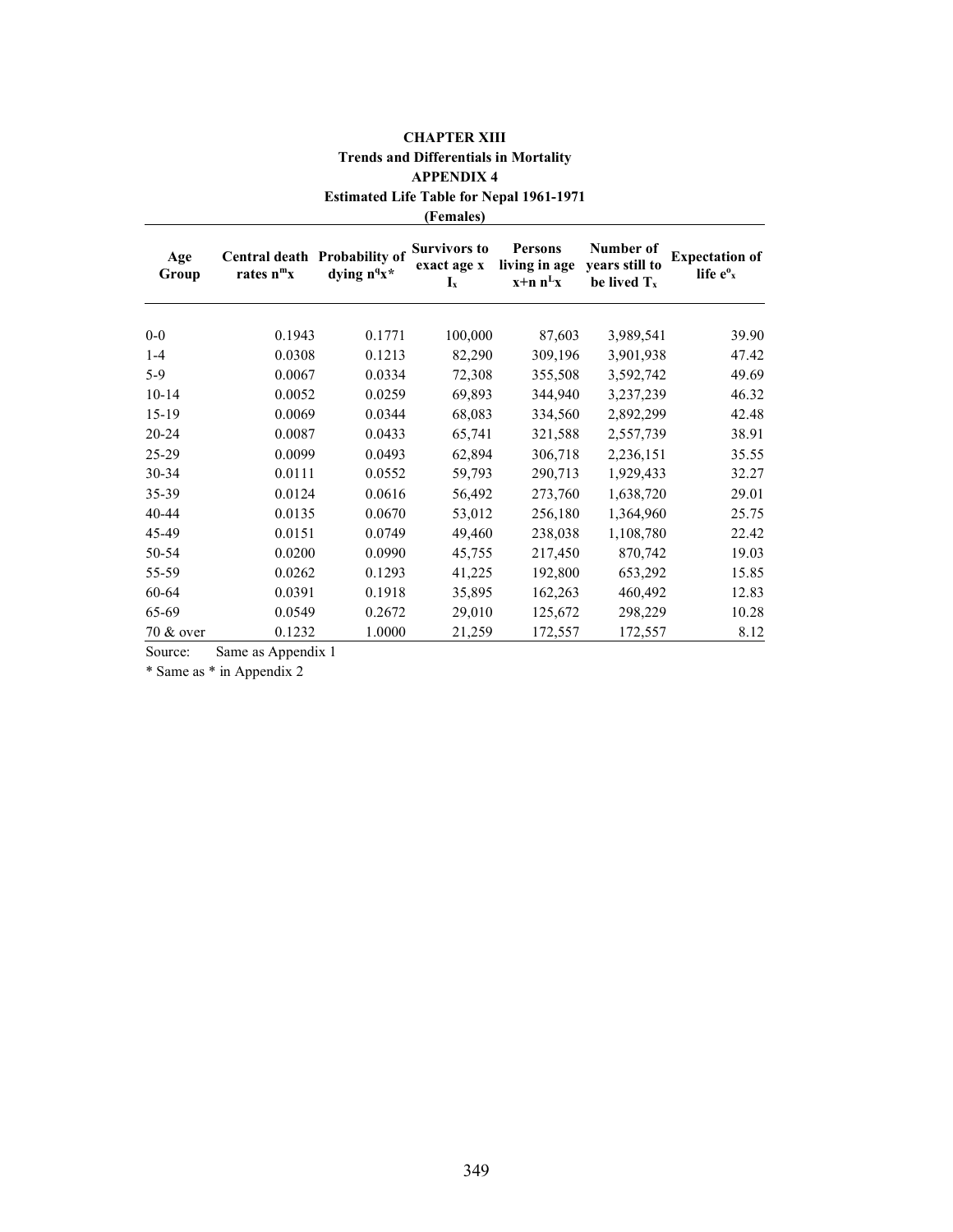**CHAPTER XIII**

**Trends and Differentials in Mortality**

**APPENDIX 4**

**Estimated Life Table for Nepal 1961-1971**

**(Females)**

| Age Group | Central death rates $n^m x$ | Probability of dying $n^q x$* | Survivors to exact age x $l_x$ | Persons living in age x+n $n^L x$ | Number of years still to be lived $T_x$ | Expectation of life $e^o_x$ |
|---|---|---|---|---|---|---|
| 0-0 | 0.1943 | 0.1771 | 100,000 | 87,603 | 3,989,541 | 39.90 |
| 1-4 | 0.0308 | 0.1213 | 82,290 | 309,196 | 3,901,938 | 47.42 |
| 5-9 | 0.0067 | 0.0334 | 72,308 | 355,508 | 3,592,742 | 49.69 |
| 10-14 | 0.0052 | 0.0259 | 69,893 | 344,940 | 3,237,239 | 46.32 |
| 15-19 | 0.0069 | 0.0344 | 68,083 | 334,560 | 2,892,299 | 42.48 |
| 20-24 | 0.0087 | 0.0433 | 65,741 | 321,588 | 2,557,739 | 38.91 |
| 25-29 | 0.0099 | 0.0493 | 62,894 | 306,718 | 2,236,151 | 35.55 |
| 30-34 | 0.0111 | 0.0552 | 59,793 | 290,713 | 1,929,433 | 32.27 |
| 35-39 | 0.0124 | 0.0616 | 56,492 | 273,760 | 1,638,720 | 29.01 |
| 40-44 | 0.0135 | 0.0670 | 53,012 | 256,180 | 1,364,960 | 25.75 |
| 45-49 | 0.0151 | 0.0749 | 49,460 | 238,038 | 1,108,780 | 22.42 |
| 50-54 | 0.0200 | 0.0990 | 45,755 | 217,450 | 870,742 | 19.03 |
| 55-59 | 0.0262 | 0.1293 | 41,225 | 192,800 | 653,292 | 15.85 |
| 60-64 | 0.0391 | 0.1918 | 35,895 | 162,263 | 460,492 | 12.83 |
| 65-69 | 0.0549 | 0.2672 | 29,010 | 125,672 | 298,229 | 10.28 |
| 70 & over | 0.1232 | 1.0000 | 21,259 | 172,557 | 172,557 | 8.12 |

Source: Same as Appendix 1

* Same as * in Appendix 2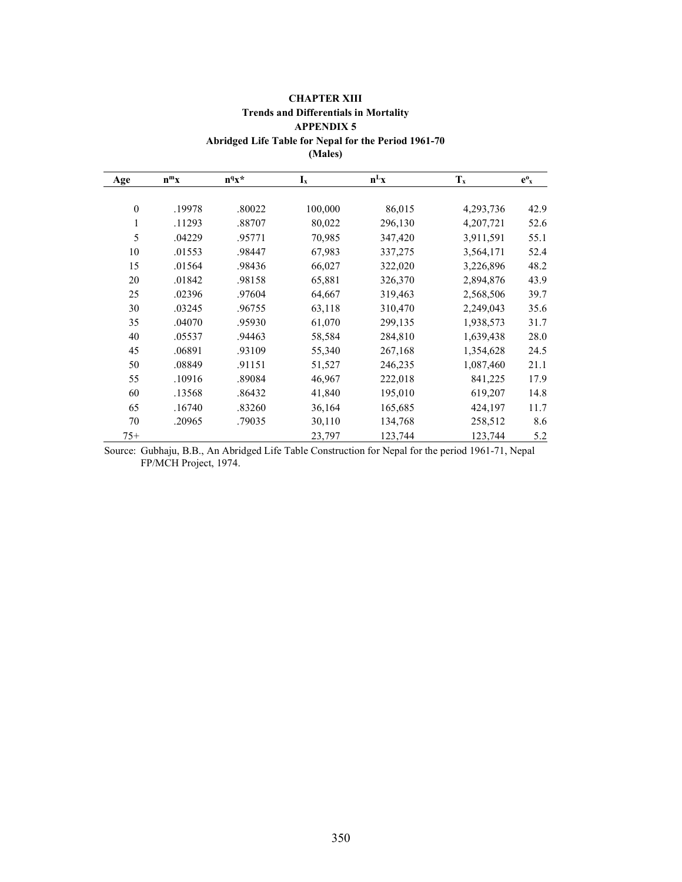**CHAPTER XIII**

**Trends and Differentials in Mortality**

**APPENDIX 5**

**Abridged Life Table for Nepal for the Period 1961-70**

**(Males)**

| Age | $_n m_x$ | $_n q_x$* | $l_x$ | $_n L_x$ | $T_x$ | $e^o_x$ |
|---|---|---|---|---|---|---|
| 0 | .19978 | .80022 | 100,000 | 86,015 | 4,293,736 | 42.9 |
| 1 | .11293 | .88707 | 80,022 | 296,130 | 4,207,721 | 52.6 |
| 5 | .04229 | .95771 | 70,985 | 347,420 | 3,911,591 | 55.1 |
| 10 | .01553 | .98447 | 67,983 | 337,275 | 3,564,171 | 52.4 |
| 15 | .01564 | .98436 | 66,027 | 322,020 | 3,226,896 | 48.2 |
| 20 | .01842 | .98158 | 65,881 | 326,370 | 2,894,876 | 43.9 |
| 25 | .02396 | .97604 | 64,667 | 319,463 | 2,568,506 | 39.7 |
| 30 | .03245 | .96755 | 63,118 | 310,470 | 2,249,043 | 35.6 |
| 35 | .04070 | .95930 | 61,070 | 299,135 | 1,938,573 | 31.7 |
| 40 | .05537 | .94463 | 58,584 | 284,810 | 1,639,438 | 28.0 |
| 45 | .06891 | .93109 | 55,340 | 267,168 | 1,354,628 | 24.5 |
| 50 | .08849 | .91151 | 51,527 | 246,235 | 1,087,460 | 21.1 |
| 55 | .10916 | .89084 | 46,967 | 222,018 | 841,225 | 17.9 |
| 60 | .13568 | .86432 | 41,840 | 195,010 | 619,207 | 14.8 |
| 65 | .16740 | .83260 | 36,164 | 165,685 | 424,197 | 11.7 |
| 70 | .20965 | .79035 | 30,110 | 134,768 | 258,512 | 8.6 |
| 75+ | | | 23,797 | 123,744 | 123,744 | 5.2 |

Source: Gubhaju, B.B., An Abridged Life Table Construction for Nepal for the period 1961-71, Nepal FP/MCH Project, 1974.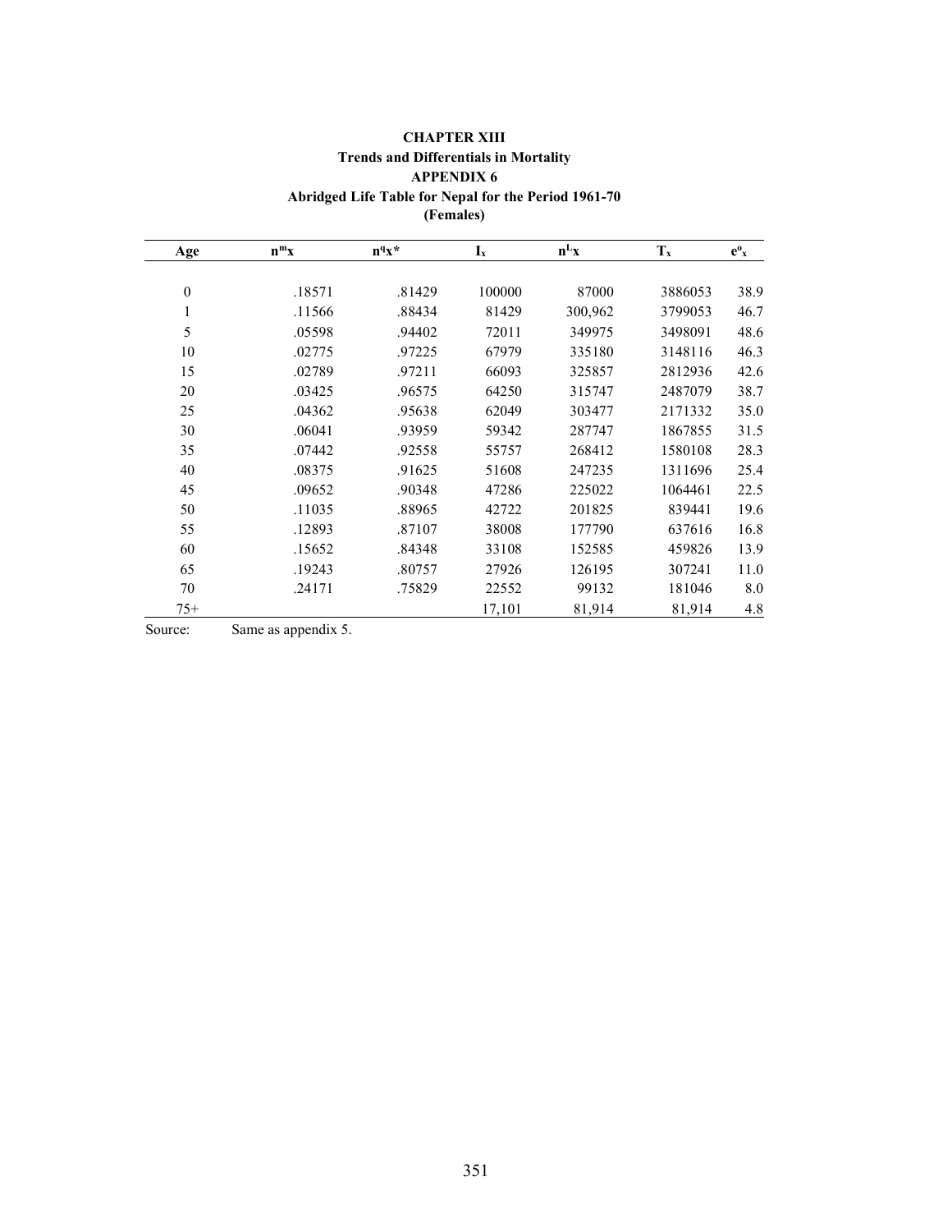**CHAPTER XIII**

**Trends and Differentials in Mortality**

**APPENDIX 6**

**Abridged Life Table for Nepal for the Period 1961-70**

**(Females)**

| Age | $n^{m}x$ | $n^{q}x$* | $I_x$ | $n^{L}x$ | $T_x$ | $e^{o}_{x}$ |
|---|---|---|---|---|---|---|
| 0 | .18571 | .81429 | 100000 | 87000 | 3886053 | 38.9 |
| 1 | .11566 | .88434 | 81429 | 300,962 | 3799053 | 46.7 |
| 5 | .05598 | .94402 | 72011 | 349975 | 3498091 | 48.6 |
| 10 | .02775 | .97225 | 67979 | 335180 | 3148116 | 46.3 |
| 15 | .02789 | .97211 | 66093 | 325857 | 2812936 | 42.6 |
| 20 | .03425 | .96575 | 64250 | 315747 | 2487079 | 38.7 |
| 25 | .04362 | .95638 | 62049 | 303477 | 2171332 | 35.0 |
| 30 | .06041 | .93959 | 59342 | 287747 | 1867855 | 31.5 |
| 35 | .07442 | .92558 | 55757 | 268412 | 1580108 | 28.3 |
| 40 | .08375 | .91625 | 51608 | 247235 | 1311696 | 25.4 |
| 45 | .09652 | .90348 | 47286 | 225022 | 1064461 | 22.5 |
| 50 | .11035 | .88965 | 42722 | 201825 | 839441 | 19.6 |
| 55 | .12893 | .87107 | 38008 | 177790 | 637616 | 16.8 |
| 60 | .15652 | .84348 | 33108 | 152585 | 459826 | 13.9 |
| 65 | .19243 | .80757 | 27926 | 126195 | 307241 | 11.0 |
| 70 | .24171 | .75829 | 22552 | 99132 | 181046 | 8.0 |
| 75+ | | | 17,101 | 81,914 | 81,914 | 4.8 |

Source: Same as appendix 5.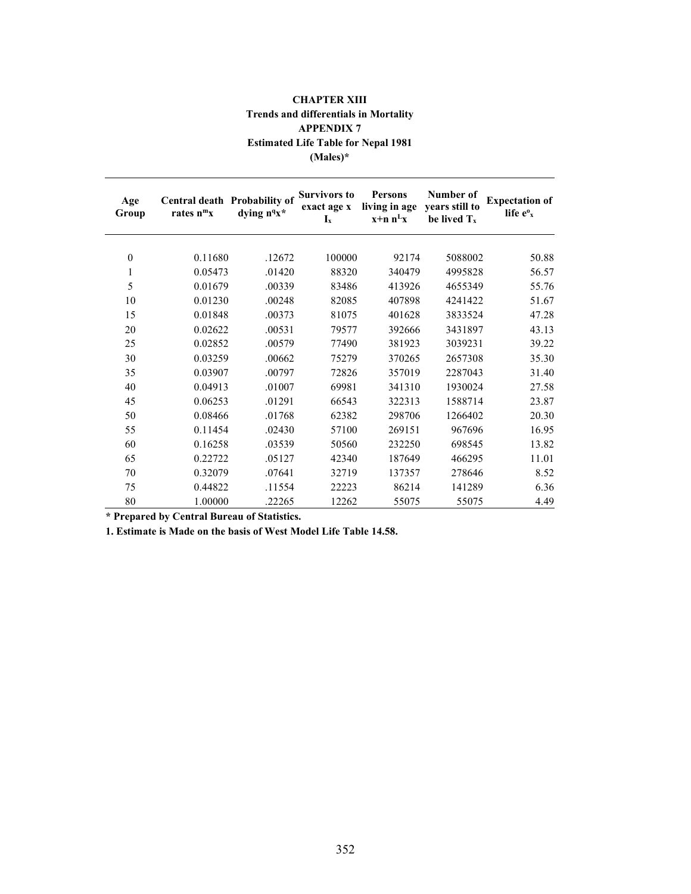**CHAPTER XIII**

**Trends and differentials in Mortality**

**APPENDIX 7**

**Estimated Life Table for Nepal 1981**

**(Males)***

| Age Group | Central death rates $n^mx$ | Probability of dying $n^qx$* | Survivors to exact age x $I_x$ | Persons living in age x+n $n^Lx$ | Number of years still to be lived $T_x$ | Expectation of life $e^o_x$ |
|---|---|---|---|---|---|---|
| 0 | 0.11680 | .12672 | 100000 | 92174 | 5088002 | 50.88 |
| 1 | 0.05473 | .01420 | 88320 | 340479 | 4995828 | 56.57 |
| 5 | 0.01679 | .00339 | 83486 | 413926 | 4655349 | 55.76 |
| 10 | 0.01230 | .00248 | 82085 | 407898 | 4241422 | 51.67 |
| 15 | 0.01848 | .00373 | 81075 | 401628 | 3833524 | 47.28 |
| 20 | 0.02622 | .00531 | 79577 | 392666 | 3431897 | 43.13 |
| 25 | 0.02852 | .00579 | 77490 | 381923 | 3039231 | 39.22 |
| 30 | 0.03259 | .00662 | 75279 | 370265 | 2657308 | 35.30 |
| 35 | 0.03907 | .00797 | 72826 | 357019 | 2287043 | 31.40 |
| 40 | 0.04913 | .01007 | 69981 | 341310 | 1930024 | 27.58 |
| 45 | 0.06253 | .01291 | 66543 | 322313 | 1588714 | 23.87 |
| 50 | 0.08466 | .01768 | 62382 | 298706 | 1266402 | 20.30 |
| 55 | 0.11454 | .02430 | 57100 | 269151 | 967696 | 16.95 |
| 60 | 0.16258 | .03539 | 50560 | 232250 | 698545 | 13.82 |
| 65 | 0.22722 | .05127 | 42340 | 187649 | 466295 | 11.01 |
| 70 | 0.32079 | .07641 | 32719 | 137357 | 278646 | 8.52 |
| 75 | 0.44822 | .11554 | 22223 | 86214 | 141289 | 6.36 |
| 80 | 1.00000 | .22265 | 12262 | 55075 | 55075 | 4.49 |

**\* Prepared by Central Bureau of Statistics.**

**1. Estimate is Made on the basis of West Model Life Table 14.58.**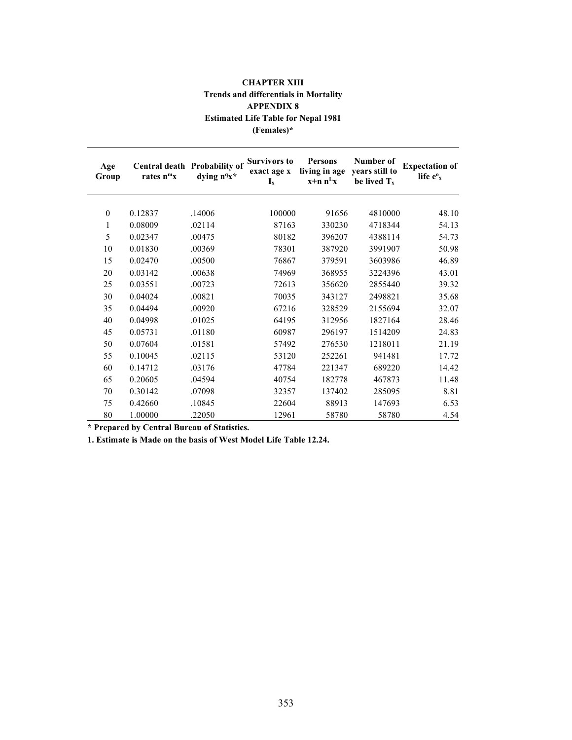**CHAPTER XIII**

**Trends and differentials in Mortality**

**APPENDIX 8**

**Estimated Life Table for Nepal 1981**

**(Females)***

| Age Group | Central death rates $n^m x$ | Probability of dying $n^q x$* | Survivors to exact age x $l_x$ | Persons living in age x+n $n^L x$ | Number of years still to be lived $T_x$ | Expectation of life $e^o_x$ |
|---|---|---|---|---|---|---|
| 0 | 0.12837 | .14006 | 100000 | 91656 | 4810000 | 48.10 |
| 1 | 0.08009 | .02114 | 87163 | 330230 | 4718344 | 54.13 |
| 5 | 0.02347 | .00475 | 80182 | 396207 | 4388114 | 54.73 |
| 10 | 0.01830 | .00369 | 78301 | 387920 | 3991907 | 50.98 |
| 15 | 0.02470 | .00500 | 76867 | 379591 | 3603986 | 46.89 |
| 20 | 0.03142 | .00638 | 74969 | 368955 | 3224396 | 43.01 |
| 25 | 0.03551 | .00723 | 72613 | 356620 | 2855440 | 39.32 |
| 30 | 0.04024 | .00821 | 70035 | 343127 | 2498821 | 35.68 |
| 35 | 0.04494 | .00920 | 67216 | 328529 | 2155694 | 32.07 |
| 40 | 0.04998 | .01025 | 64195 | 312956 | 1827164 | 28.46 |
| 45 | 0.05731 | .01180 | 60987 | 296197 | 1514209 | 24.83 |
| 50 | 0.07604 | .01581 | 57492 | 276530 | 1218011 | 21.19 |
| 55 | 0.10045 | .02115 | 53120 | 252261 | 941481 | 17.72 |
| 60 | 0.14712 | .03176 | 47784 | 221347 | 689220 | 14.42 |
| 65 | 0.20605 | .04594 | 40754 | 182778 | 467873 | 11.48 |
| 70 | 0.30142 | .07098 | 32357 | 137402 | 285095 | 8.81 |
| 75 | 0.42660 | .10845 | 22604 | 88913 | 147693 | 6.53 |
| 80 | 1.00000 | .22050 | 12961 | 58780 | 58780 | 4.54 |

**\* Prepared by Central Bureau of Statistics.**

**1. Estimate is Made on the basis of West Model Life Table 12.24.**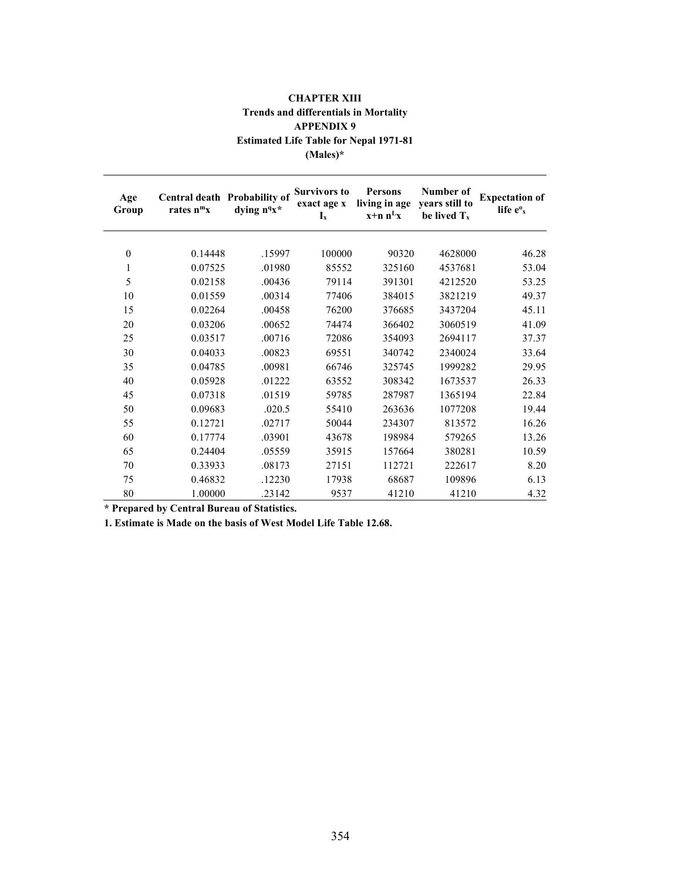**CHAPTER XIII**

**Trends and differentials in Mortality**

**APPENDIX 9**

**Estimated Life Table for Nepal 1971-81**

**(Males)***

| Age Group | Central death rates $n^{m}x$ | Probability of dying $n^{q}x$* | Survivors to exact age x $I_x$ | Persons living in age x+n $n^{L}x$ | Number of years still to be lived $T_x$ | Expectation of life $e^{o}_x$ |
|---|---|---|---|---|---|---|
| 0 | 0.14448 | .15997 | 100000 | 90320 | 4628000 | 46.28 |
| 1 | 0.07525 | .01980 | 85552 | 325160 | 4537681 | 53.04 |
| 5 | 0.02158 | .00436 | 79114 | 391301 | 4212520 | 53.25 |
| 10 | 0.01559 | .00314 | 77406 | 384015 | 3821219 | 49.37 |
| 15 | 0.02264 | .00458 | 76200 | 376685 | 3437204 | 45.11 |
| 20 | 0.03206 | .00652 | 74474 | 366402 | 3060519 | 41.09 |
| 25 | 0.03517 | .00716 | 72086 | 354093 | 2694117 | 37.37 |
| 30 | 0.04033 | .00823 | 69551 | 340742 | 2340024 | 33.64 |
| 35 | 0.04785 | .00981 | 66746 | 325745 | 1999282 | 29.95 |
| 40 | 0.05928 | .01222 | 63552 | 308342 | 1673537 | 26.33 |
| 45 | 0.07318 | .01519 | 59785 | 287987 | 1365194 | 22.84 |
| 50 | 0.09683 | .020.5 | 55410 | 263636 | 1077208 | 19.44 |
| 55 | 0.12721 | .02717 | 50044 | 234307 | 813572 | 16.26 |
| 60 | 0.17774 | .03901 | 43678 | 198984 | 579265 | 13.26 |
| 65 | 0.24404 | .05559 | 35915 | 157664 | 380281 | 10.59 |
| 70 | 0.33933 | .08173 | 27151 | 112721 | 222617 | 8.20 |
| 75 | 0.46832 | .12230 | 17938 | 68687 | 109896 | 6.13 |
| 80 | 1.00000 | .23142 | 9537 | 41210 | 41210 | 4.32 |

**\* Prepared by Central Bureau of Statistics.**

**1. Estimate is Made on the basis of West Model Life Table 12.68.**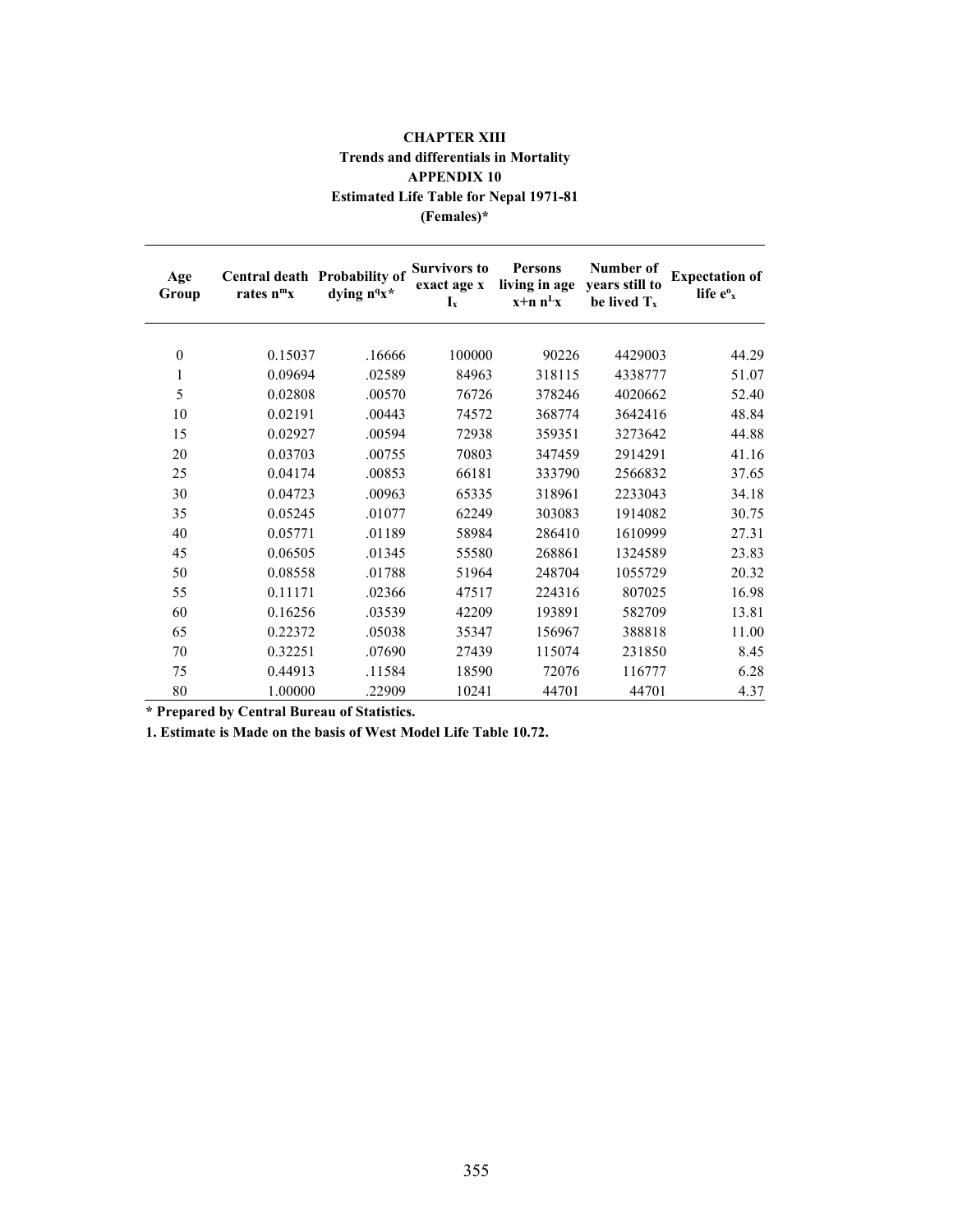**CHAPTER XIII**

**Trends and differentials in Mortality**

**APPENDIX 10**

**Estimated Life Table for Nepal 1971-81**

**(Females)***

| Age Group | Central death rates $n^m x$ | Probability of dying $n^q x$* | Survivors to exact age x $I_x$ | Persons living in age x+n $n^L x$ | Number of years still to be lived $T_x$ | Expectation of life $e^o_x$ |
|---|---|---|---|---|---|---|
| 0 | 0.15037 | .16666 | 100000 | 90226 | 4429003 | 44.29 |
| 1 | 0.09694 | .02589 | 84963 | 318115 | 4338777 | 51.07 |
| 5 | 0.02808 | .00570 | 76726 | 378246 | 4020662 | 52.40 |
| 10 | 0.02191 | .00443 | 74572 | 368774 | 3642416 | 48.84 |
| 15 | 0.02927 | .00594 | 72938 | 359351 | 3273642 | 44.88 |
| 20 | 0.03703 | .00755 | 70803 | 347459 | 2914291 | 41.16 |
| 25 | 0.04174 | .00853 | 66181 | 333790 | 2566832 | 37.65 |
| 30 | 0.04723 | .00963 | 65335 | 318961 | 2233043 | 34.18 |
| 35 | 0.05245 | .01077 | 62249 | 303083 | 1914082 | 30.75 |
| 40 | 0.05771 | .01189 | 58984 | 286410 | 1610999 | 27.31 |
| 45 | 0.06505 | .01345 | 55580 | 268861 | 1324589 | 23.83 |
| 50 | 0.08558 | .01788 | 51964 | 248704 | 1055729 | 20.32 |
| 55 | 0.11171 | .02366 | 47517 | 224316 | 807025 | 16.98 |
| 60 | 0.16256 | .03539 | 42209 | 193891 | 582709 | 13.81 |
| 65 | 0.22372 | .05038 | 35347 | 156967 | 388818 | 11.00 |
| 70 | 0.32251 | .07690 | 27439 | 115074 | 231850 | 8.45 |
| 75 | 0.44913 | .11584 | 18590 | 72076 | 116777 | 6.28 |
| 80 | 1.00000 | .22909 | 10241 | 44701 | 44701 | 4.37 |

**\* Prepared by Central Bureau of Statistics.**

**1. Estimate is Made on the basis of West Model Life Table 10.72.**